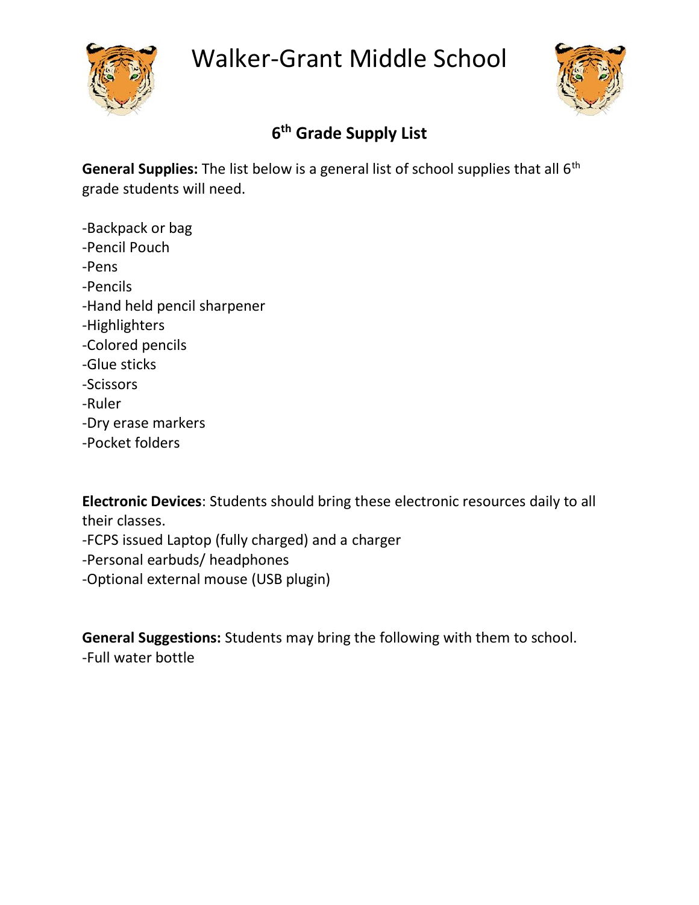# Walker-Grant Middle School

## 6th Grade Supply List

**General Supplies:** The list below is a general list of school supplies that all 6th grade students will need.

-Backpack or bag
-Pencil Pouch
-Pens
-Pencils
-Hand held pencil sharpener
-Highlighters
-Colored pencils
-Glue sticks
-Scissors
-Ruler
-Dry erase markers
-Pocket folders

**Electronic Devices**: Students should bring these electronic resources daily to all their classes.
-FCPS issued Laptop (fully charged) and a charger
-Personal earbuds/ headphones
-Optional external mouse (USB plugin)

**General Suggestions:** Students may bring the following with them to school.
-Full water bottle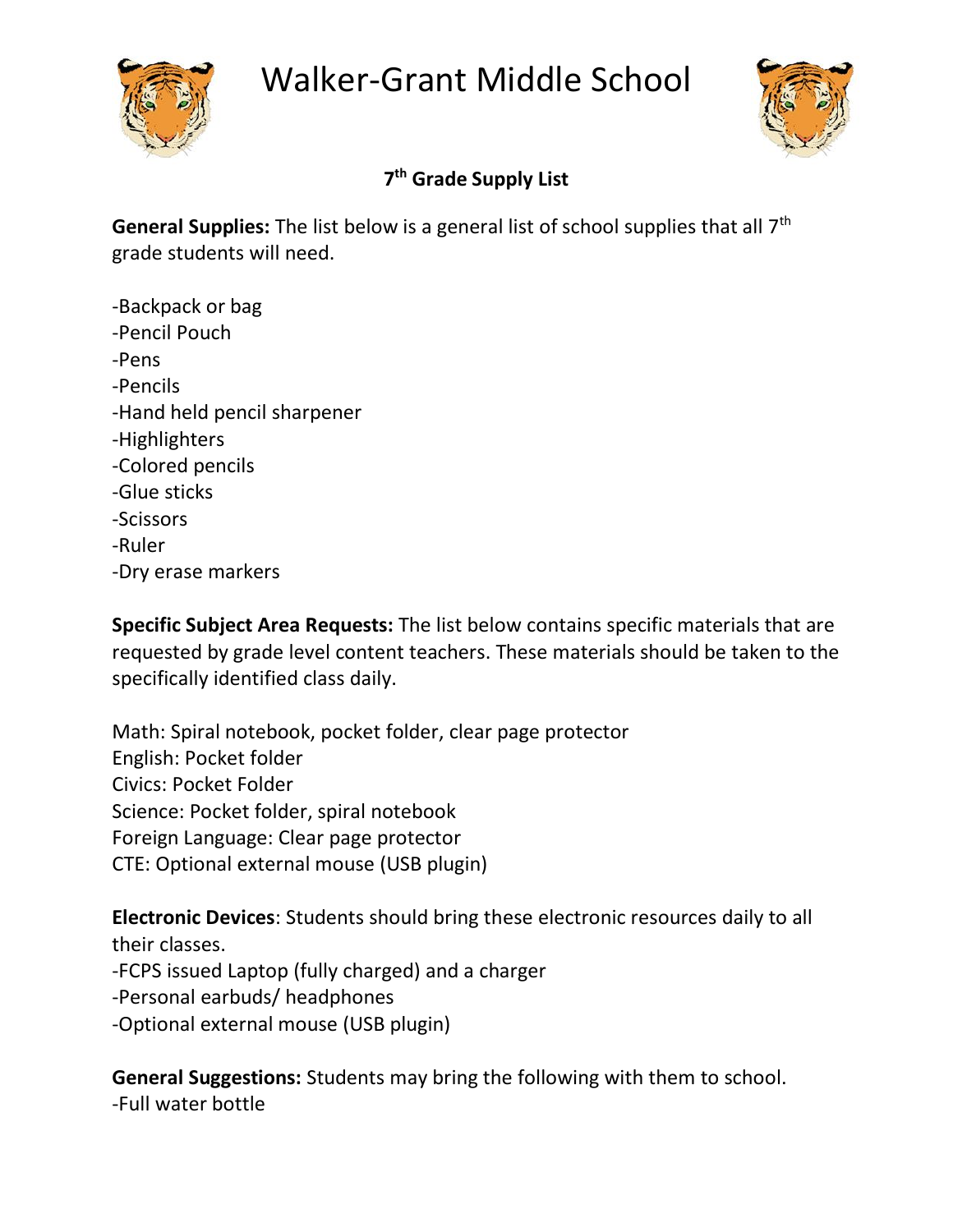# Walker-Grant Middle School

## 7th Grade Supply List

**General Supplies:** The list below is a general list of school supplies that all 7th grade students will need.

-Backpack or bag
-Pencil Pouch
-Pens
-Pencils
-Hand held pencil sharpener
-Highlighters
-Colored pencils
-Glue sticks
-Scissors
-Ruler
-Dry erase markers

**Specific Subject Area Requests:** The list below contains specific materials that are requested by grade level content teachers. These materials should be taken to the specifically identified class daily.

Math: Spiral notebook, pocket folder, clear page protector
English: Pocket folder
Civics: Pocket Folder
Science: Pocket folder, spiral notebook
Foreign Language: Clear page protector
CTE: Optional external mouse (USB plugin)

**Electronic Devices**: Students should bring these electronic resources daily to all their classes.
-FCPS issued Laptop (fully charged) and a charger
-Personal earbuds/ headphones
-Optional external mouse (USB plugin)

**General Suggestions:** Students may bring the following with them to school.
-Full water bottle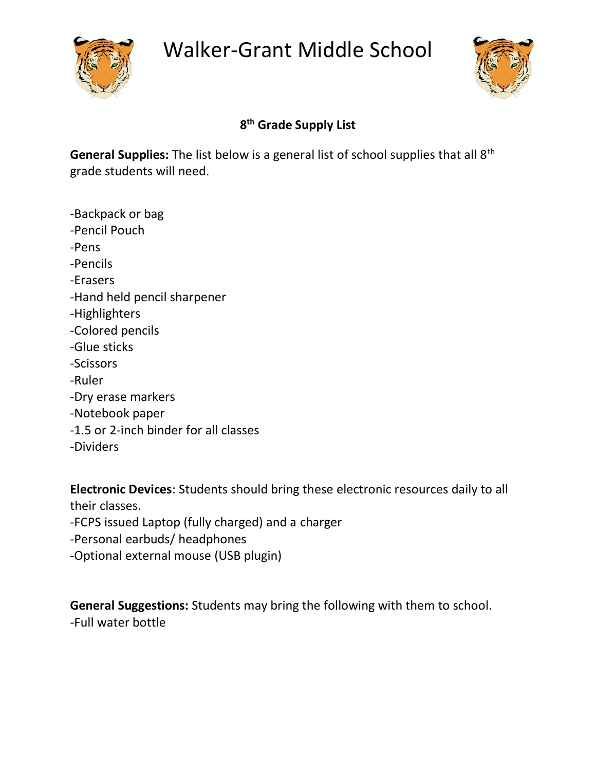# Walker-Grant Middle School

## 8th Grade Supply List

**General Supplies:** The list below is a general list of school supplies that all 8th grade students will need.

-Backpack or bag
-Pencil Pouch
-Pens
-Pencils
-Erasers
-Hand held pencil sharpener
-Highlighters
-Colored pencils
-Glue sticks
-Scissors
-Ruler
-Dry erase markers
-Notebook paper
-1.5 or 2-inch binder for all classes
-Dividers

**Electronic Devices**: Students should bring these electronic resources daily to all their classes.
-FCPS issued Laptop (fully charged) and a charger
-Personal earbuds/ headphones
-Optional external mouse (USB plugin)

**General Suggestions:** Students may bring the following with them to school.
-Full water bottle